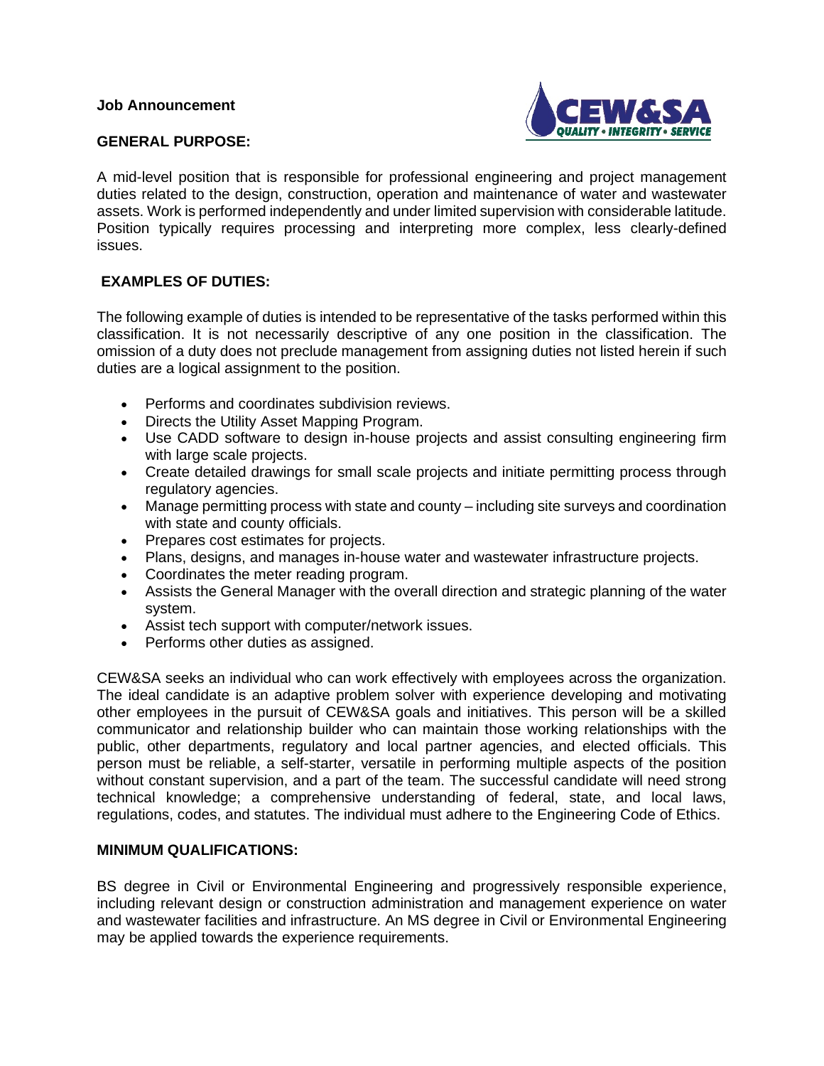**Job Announcement**

## GENERAL PURPOSE:

A mid-level position that is responsible for professional engineering and project management duties related to the design, construction, operation and maintenance of water and wastewater assets. Work is performed independently and under limited supervision with considerable latitude. Position typically requires processing and interpreting more complex, less clearly-defined issues.

## EXAMPLES OF DUTIES:

The following example of duties is intended to be representative of the tasks performed within this classification. It is not necessarily descriptive of any one position in the classification. The omission of a duty does not preclude management from assigning duties not listed herein if such duties are a logical assignment to the position.

- Performs and coordinates subdivision reviews.
- Directs the Utility Asset Mapping Program.
- Use CADD software to design in-house projects and assist consulting engineering firm with large scale projects.
- Create detailed drawings for small scale projects and initiate permitting process through regulatory agencies.
- Manage permitting process with state and county – including site surveys and coordination with state and county officials.
- Prepares cost estimates for projects.
- Plans, designs, and manages in-house water and wastewater infrastructure projects.
- Coordinates the meter reading program.
- Assists the General Manager with the overall direction and strategic planning of the water system.
- Assist tech support with computer/network issues.
- Performs other duties as assigned.

CEW&SA seeks an individual who can work effectively with employees across the organization. The ideal candidate is an adaptive problem solver with experience developing and motivating other employees in the pursuit of CEW&SA goals and initiatives. This person will be a skilled communicator and relationship builder who can maintain those working relationships with the public, other departments, regulatory and local partner agencies, and elected officials. This person must be reliable, a self-starter, versatile in performing multiple aspects of the position without constant supervision, and a part of the team. The successful candidate will need strong technical knowledge; a comprehensive understanding of federal, state, and local laws, regulations, codes, and statutes. The individual must adhere to the Engineering Code of Ethics.

## MINIMUM QUALIFICATIONS:

BS degree in Civil or Environmental Engineering and progressively responsible experience, including relevant design or construction administration and management experience on water and wastewater facilities and infrastructure. An MS degree in Civil or Environmental Engineering may be applied towards the experience requirements.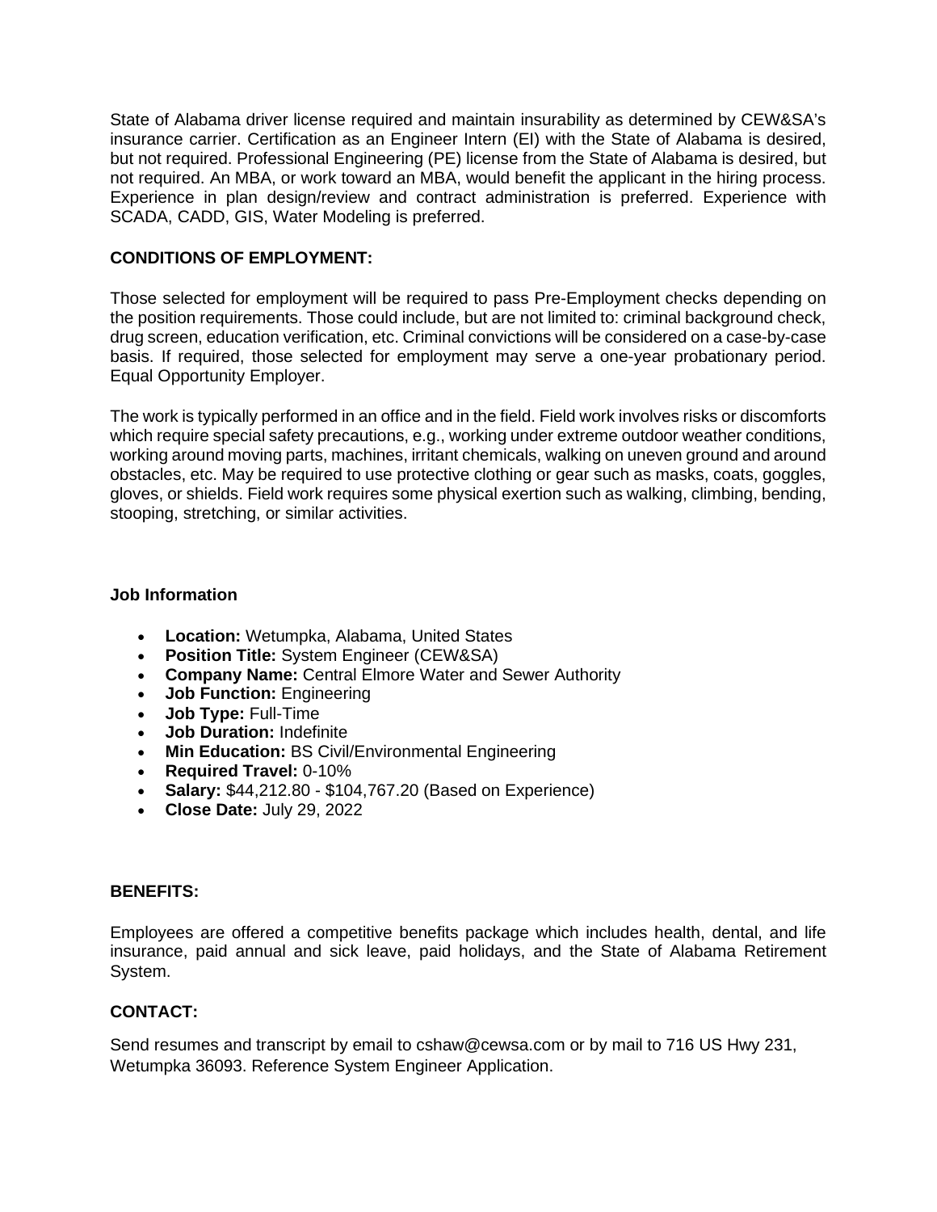State of Alabama driver license required and maintain insurability as determined by CEW&SA's insurance carrier. Certification as an Engineer Intern (EI) with the State of Alabama is desired, but not required. Professional Engineering (PE) license from the State of Alabama is desired, but not required. An MBA, or work toward an MBA, would benefit the applicant in the hiring process. Experience in plan design/review and contract administration is preferred. Experience with SCADA, CADD, GIS, Water Modeling is preferred.

**CONDITIONS OF EMPLOYMENT:**

Those selected for employment will be required to pass Pre-Employment checks depending on the position requirements. Those could include, but are not limited to: criminal background check, drug screen, education verification, etc. Criminal convictions will be considered on a case-by-case basis. If required, those selected for employment may serve a one-year probationary period. Equal Opportunity Employer.

The work is typically performed in an office and in the field. Field work involves risks or discomforts which require special safety precautions, e.g., working under extreme outdoor weather conditions, working around moving parts, machines, irritant chemicals, walking on uneven ground and around obstacles, etc. May be required to use protective clothing or gear such as masks, coats, goggles, gloves, or shields. Field work requires some physical exertion such as walking, climbing, bending, stooping, stretching, or similar activities.

**Job Information**

- **Location:** Wetumpka, Alabama, United States
- **Position Title:** System Engineer (CEW&SA)
- **Company Name:** Central Elmore Water and Sewer Authority
- **Job Function:** Engineering
- **Job Type:** Full-Time
- **Job Duration:** Indefinite
- **Min Education:** BS Civil/Environmental Engineering
- **Required Travel:** 0-10%
- **Salary:** $44,212.80 - $104,767.20 (Based on Experience)
- **Close Date:** July 29, 2022

**BENEFITS:**

Employees are offered a competitive benefits package which includes health, dental, and life insurance, paid annual and sick leave, paid holidays, and the State of Alabama Retirement System.

**CONTACT:**

Send resumes and transcript by email to cshaw@cewsa.com or by mail to 716 US Hwy 231, Wetumpka 36093. Reference System Engineer Application.